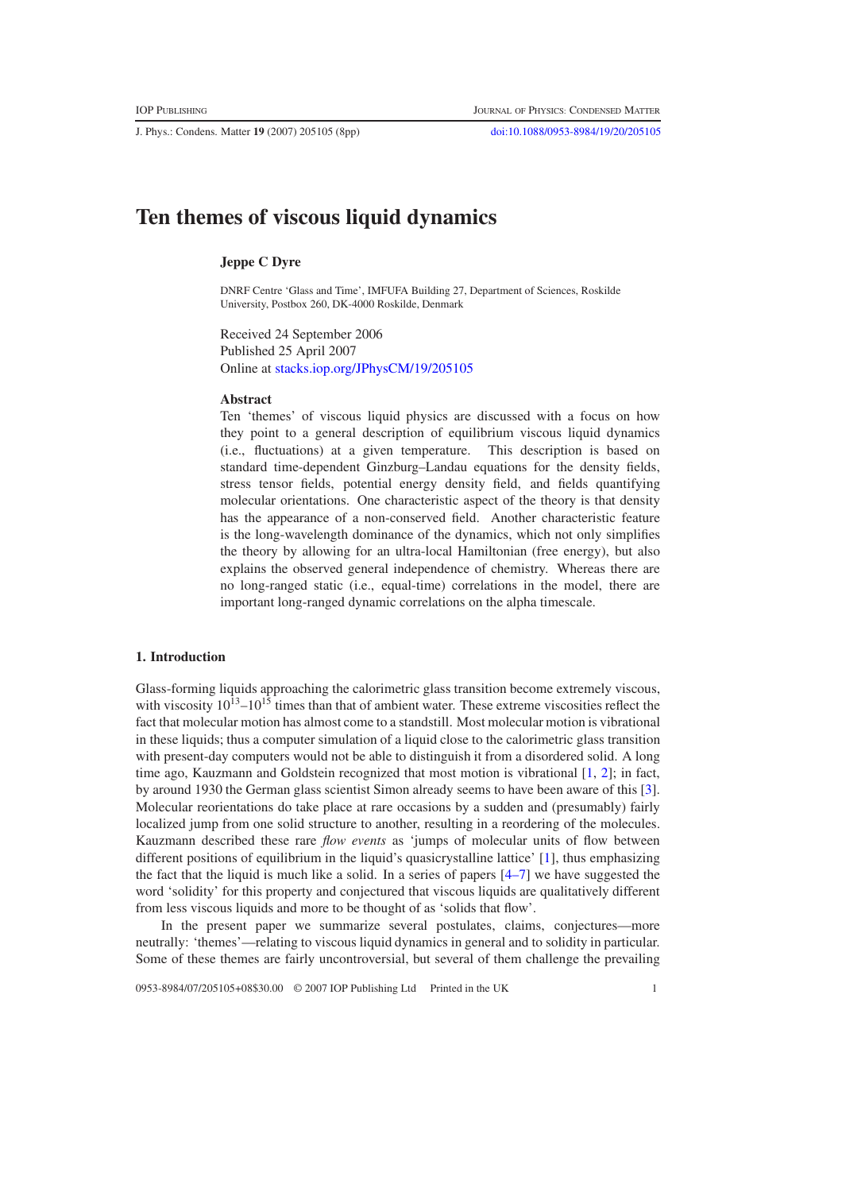# Ten themes of viscous liquid dynamics

**Jeppe C Dyre**

DNRF Centre 'Glass and Time', IMFUFA Building 27, Department of Sciences, Roskilde University, Postbox 260, DK-4000 Roskilde, Denmark

Received 24 September 2006
Published 25 April 2007
Online at stacks.iop.org/JPhysCM/19/205105

### Abstract

Ten 'themes' of viscous liquid physics are discussed with a focus on how they point to a general description of equilibrium viscous liquid dynamics (i.e., fluctuations) at a given temperature. This description is based on standard time-dependent Ginzburg–Landau equations for the density fields, stress tensor fields, potential energy density field, and fields quantifying molecular orientations. One characteristic aspect of the theory is that density has the appearance of a non-conserved field. Another characteristic feature is the long-wavelength dominance of the dynamics, which not only simplifies the theory by allowing for an ultra-local Hamiltonian (free energy), but also explains the observed general independence of chemistry. Whereas there are no long-ranged static (i.e., equal-time) correlations in the model, there are important long-ranged dynamic correlations on the alpha timescale.

## 1. Introduction

Glass-forming liquids approaching the calorimetric glass transition become extremely viscous, with viscosity $10^{13}$–$10^{15}$ times than that of ambient water. These extreme viscosities reflect the fact that molecular motion has almost come to a standstill. Most molecular motion is vibrational in these liquids; thus a computer simulation of a liquid close to the calorimetric glass transition with present-day computers would not be able to distinguish it from a disordered solid. A long time ago, Kauzmann and Goldstein recognized that most motion is vibrational [1, 2]; in fact, by around 1930 the German glass scientist Simon already seems to have been aware of this [3]. Molecular reorientations do take place at rare occasions by a sudden and (presumably) fairly localized jump from one solid structure to another, resulting in a reordering of the molecules. Kauzmann described these rare *flow events* as 'jumps of molecular units of flow between different positions of equilibrium in the liquid's quasicrystalline lattice' [1], thus emphasizing the fact that the liquid is much like a solid. In a series of papers [4–7] we have suggested the word 'solidity' for this property and conjectured that viscous liquids are qualitatively different from less viscous liquids and more to be thought of as 'solids that flow'.

In the present paper we summarize several postulates, claims, conjectures—more neutrally: 'themes'—relating to viscous liquid dynamics in general and to solidity in particular. Some of these themes are fairly uncontroversial, but several of them challenge the prevailing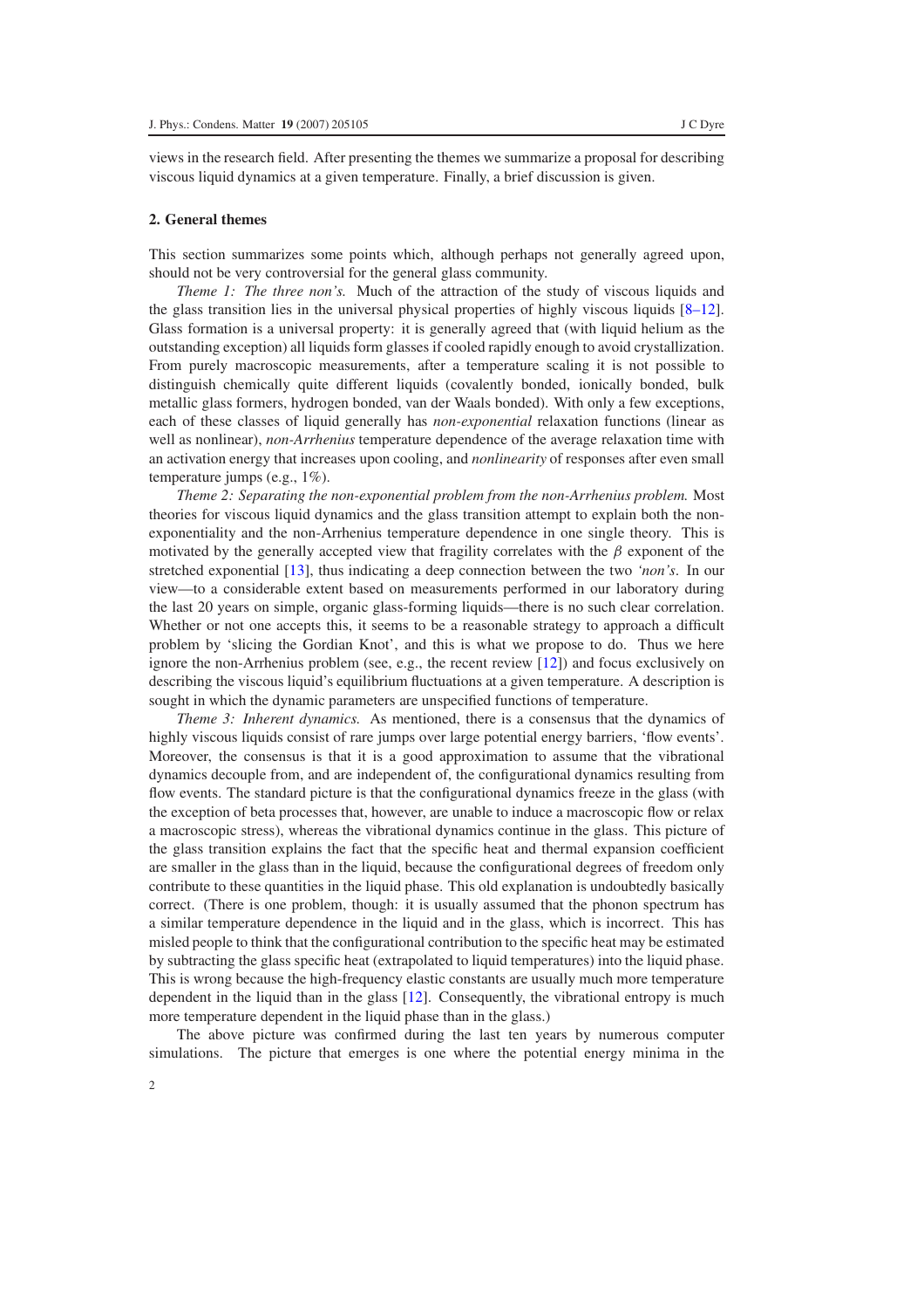views in the research field. After presenting the themes we summarize a proposal for describing viscous liquid dynamics at a given temperature. Finally, a brief discussion is given.

## 2. General themes

This section summarizes some points which, although perhaps not generally agreed upon, should not be very controversial for the general glass community.

*Theme 1: The three non's.* Much of the attraction of the study of viscous liquids and the glass transition lies in the universal physical properties of highly viscous liquids [8–12]. Glass formation is a universal property: it is generally agreed that (with liquid helium as the outstanding exception) all liquids form glasses if cooled rapidly enough to avoid crystallization. From purely macroscopic measurements, after a temperature scaling it is not possible to distinguish chemically quite different liquids (covalently bonded, ionically bonded, bulk metallic glass formers, hydrogen bonded, van der Waals bonded). With only a few exceptions, each of these classes of liquid generally has *non-exponential* relaxation functions (linear as well as nonlinear), *non-Arrhenius* temperature dependence of the average relaxation time with an activation energy that increases upon cooling, and *nonlinearity* of responses after even small temperature jumps (e.g., 1%).

*Theme 2: Separating the non-exponential problem from the non-Arrhenius problem.* Most theories for viscous liquid dynamics and the glass transition attempt to explain both the non-exponentiality and the non-Arrhenius temperature dependence in one single theory. This is motivated by the generally accepted view that fragility correlates with the $\beta$ exponent of the stretched exponential [13], thus indicating a deep connection between the two *'non's*. In our view—to a considerable extent based on measurements performed in our laboratory during the last 20 years on simple, organic glass-forming liquids—there is no such clear correlation. Whether or not one accepts this, it seems to be a reasonable strategy to approach a difficult problem by 'slicing the Gordian Knot', and this is what we propose to do. Thus we here ignore the non-Arrhenius problem (see, e.g., the recent review [12]) and focus exclusively on describing the viscous liquid's equilibrium fluctuations at a given temperature. A description is sought in which the dynamic parameters are unspecified functions of temperature.

*Theme 3: Inherent dynamics.* As mentioned, there is a consensus that the dynamics of highly viscous liquids consist of rare jumps over large potential energy barriers, 'flow events'. Moreover, the consensus is that it is a good approximation to assume that the vibrational dynamics decouple from, and are independent of, the configurational dynamics resulting from flow events. The standard picture is that the configurational dynamics freeze in the glass (with the exception of beta processes that, however, are unable to induce a macroscopic flow or relax a macroscopic stress), whereas the vibrational dynamics continue in the glass. This picture of the glass transition explains the fact that the specific heat and thermal expansion coefficient are smaller in the glass than in the liquid, because the configurational degrees of freedom only contribute to these quantities in the liquid phase. This old explanation is undoubtedly basically correct. (There is one problem, though: it is usually assumed that the phonon spectrum has a similar temperature dependence in the liquid and in the glass, which is incorrect. This has misled people to think that the configurational contribution to the specific heat may be estimated by subtracting the glass specific heat (extrapolated to liquid temperatures) into the liquid phase. This is wrong because the high-frequency elastic constants are usually much more temperature dependent in the liquid than in the glass [12]. Consequently, the vibrational entropy is much more temperature dependent in the liquid phase than in the glass.)

The above picture was confirmed during the last ten years by numerous computer simulations. The picture that emerges is one where the potential energy minima in the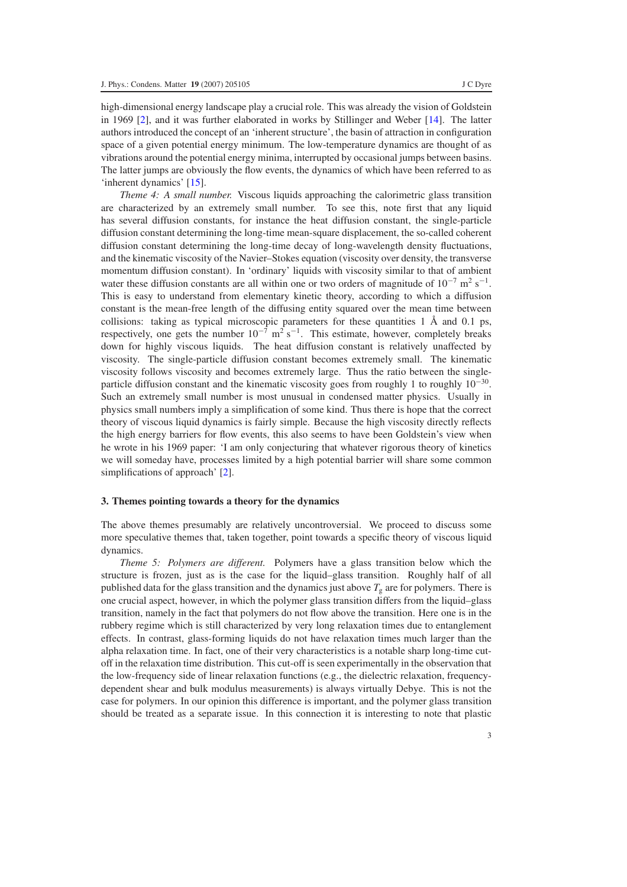high-dimensional energy landscape play a crucial role. This was already the vision of Goldstein in 1969 [2], and it was further elaborated in works by Stillinger and Weber [14]. The latter authors introduced the concept of an 'inherent structure', the basin of attraction in configuration space of a given potential energy minimum. The low-temperature dynamics are thought of as vibrations around the potential energy minima, interrupted by occasional jumps between basins. The latter jumps are obviously the flow events, the dynamics of which have been referred to as 'inherent dynamics' [15].

*Theme 4: A small number.* Viscous liquids approaching the calorimetric glass transition are characterized by an extremely small number. To see this, note first that any liquid has several diffusion constants, for instance the heat diffusion constant, the single-particle diffusion constant determining the long-time mean-square displacement, the so-called coherent diffusion constant determining the long-time decay of long-wavelength density fluctuations, and the kinematic viscosity of the Navier–Stokes equation (viscosity over density, the transverse momentum diffusion constant). In 'ordinary' liquids with viscosity similar to that of ambient water these diffusion constants are all within one or two orders of magnitude of $10^{-7}$ m$^2$ s$^{-1}$. This is easy to understand from elementary kinetic theory, according to which a diffusion constant is the mean-free length of the diffusing entity squared over the mean time between collisions: taking as typical microscopic parameters for these quantities 1 Å and 0.1 ps, respectively, one gets the number $10^{-7}$ m$^2$ s$^{-1}$. This estimate, however, completely breaks down for highly viscous liquids. The heat diffusion constant is relatively unaffected by viscosity. The single-particle diffusion constant becomes extremely small. The kinematic viscosity follows viscosity and becomes extremely large. Thus the ratio between the single-particle diffusion constant and the kinematic viscosity goes from roughly 1 to roughly $10^{-30}$. Such an extremely small number is most unusual in condensed matter physics. Usually in physics small numbers imply a simplification of some kind. Thus there is hope that the correct theory of viscous liquid dynamics is fairly simple. Because the high viscosity directly reflects the high energy barriers for flow events, this also seems to have been Goldstein's view when he wrote in his 1969 paper: 'I am only conjecturing that whatever rigorous theory of kinetics we will someday have, processes limited by a high potential barrier will share some common simplifications of approach' [2].

## 3. Themes pointing towards a theory for the dynamics

The above themes presumably are relatively uncontroversial. We proceed to discuss some more speculative themes that, taken together, point towards a specific theory of viscous liquid dynamics.

*Theme 5: Polymers are different.* Polymers have a glass transition below which the structure is frozen, just as is the case for the liquid–glass transition. Roughly half of all published data for the glass transition and the dynamics just above $T_g$ are for polymers. There is one crucial aspect, however, in which the polymer glass transition differs from the liquid–glass transition, namely in the fact that polymers do not flow above the transition. Here one is in the rubbery regime which is still characterized by very long relaxation times due to entanglement effects. In contrast, glass-forming liquids do not have relaxation times much larger than the alpha relaxation time. In fact, one of their very characteristics is a notable sharp long-time cut-off in the relaxation time distribution. This cut-off is seen experimentally in the observation that the low-frequency side of linear relaxation functions (e.g., the dielectric relaxation, frequency-dependent shear and bulk modulus measurements) is always virtually Debye. This is not the case for polymers. In our opinion this difference is important, and the polymer glass transition should be treated as a separate issue. In this connection it is interesting to note that plastic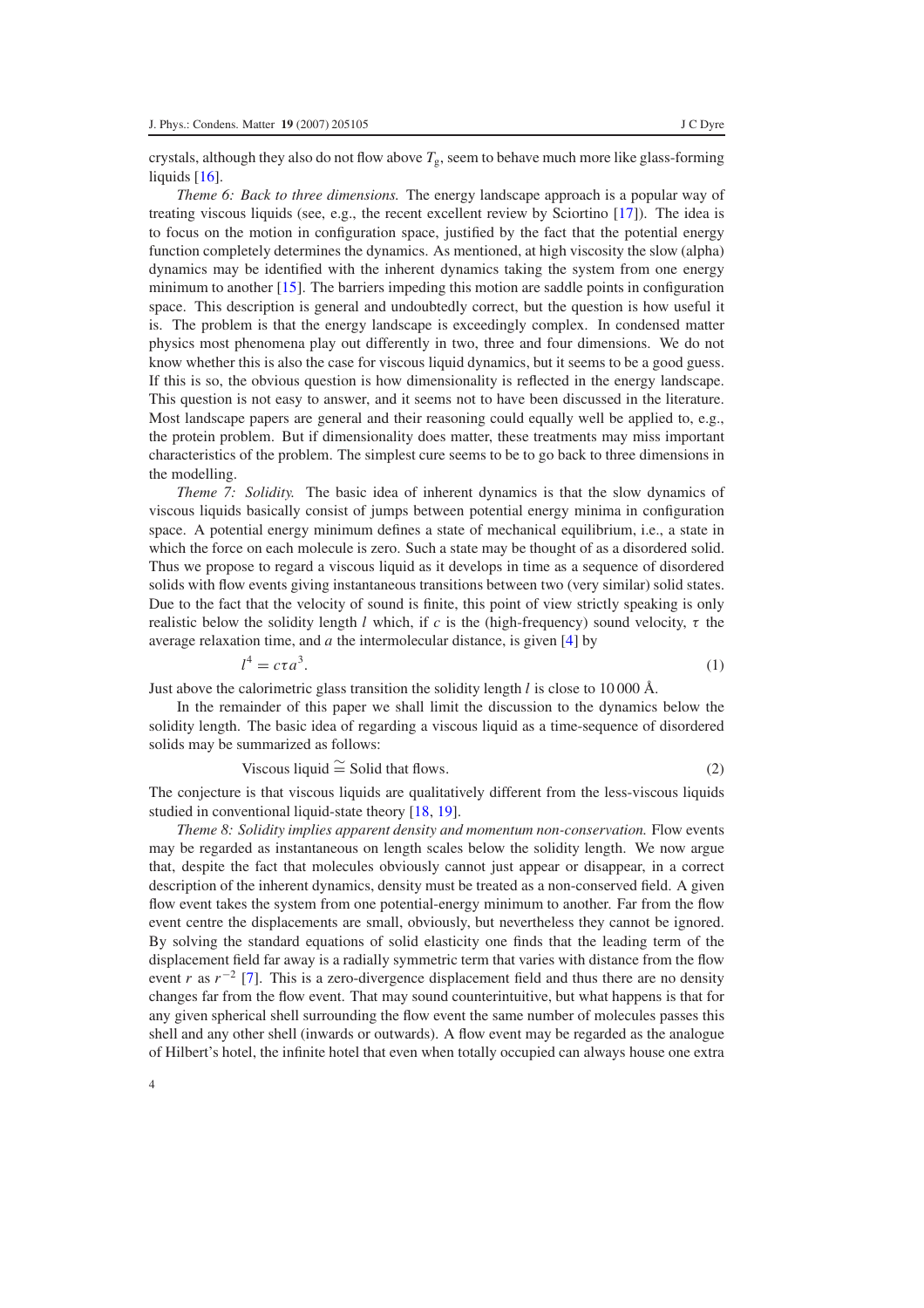crystals, although they also do not flow above $T_g$, seem to behave much more like glass-forming liquids [16].

*Theme 6: Back to three dimensions.* The energy landscape approach is a popular way of treating viscous liquids (see, e.g., the recent excellent review by Sciortino [17]). The idea is to focus on the motion in configuration space, justified by the fact that the potential energy function completely determines the dynamics. As mentioned, at high viscosity the slow (alpha) dynamics may be identified with the inherent dynamics taking the system from one energy minimum to another [15]. The barriers impeding this motion are saddle points in configuration space. This description is general and undoubtedly correct, but the question is how useful it is. The problem is that the energy landscape is exceedingly complex. In condensed matter physics most phenomena play out differently in two, three and four dimensions. We do not know whether this is also the case for viscous liquid dynamics, but it seems to be a good guess. If this is so, the obvious question is how dimensionality is reflected in the energy landscape. This question is not easy to answer, and it seems not to have been discussed in the literature. Most landscape papers are general and their reasoning could equally well be applied to, e.g., the protein problem. But if dimensionality does matter, these treatments may miss important characteristics of the problem. The simplest cure seems to be to go back to three dimensions in the modelling.

*Theme 7: Solidity.* The basic idea of inherent dynamics is that the slow dynamics of viscous liquids basically consist of jumps between potential energy minima in configuration space. A potential energy minimum defines a state of mechanical equilibrium, i.e., a state in which the force on each molecule is zero. Such a state may be thought of as a disordered solid. Thus we propose to regard a viscous liquid as it develops in time as a sequence of disordered solids with flow events giving instantaneous transitions between two (very similar) solid states. Due to the fact that the velocity of sound is finite, this point of view strictly speaking is only realistic below the solidity length $l$ which, if $c$ is the (high-frequency) sound velocity, $\tau$ the average relaxation time, and $a$ the intermolecular distance, is given [4] by

$$l^4 = c\tau a^3. \tag{1}$$

Just above the calorimetric glass transition the solidity length $l$ is close to 10 000 Å.

In the remainder of this paper we shall limit the discussion to the dynamics below the solidity length. The basic idea of regarding a viscous liquid as a time-sequence of disordered solids may be summarized as follows:

$$\text{Viscous liquid} \cong \text{Solid that flows}. \tag{2}$$

The conjecture is that viscous liquids are qualitatively different from the less-viscous liquids studied in conventional liquid-state theory [18, 19].

*Theme 8: Solidity implies apparent density and momentum non-conservation.* Flow events may be regarded as instantaneous on length scales below the solidity length. We now argue that, despite the fact that molecules obviously cannot just appear or disappear, in a correct description of the inherent dynamics, density must be treated as a non-conserved field. A given flow event takes the system from one potential-energy minimum to another. Far from the flow event centre the displacements are small, obviously, but nevertheless they cannot be ignored. By solving the standard equations of solid elasticity one finds that the leading term of the displacement field far away is a radially symmetric term that varies with distance from the flow event $r$ as $r^{-2}$ [7]. This is a zero-divergence displacement field and thus there are no density changes far from the flow event. That may sound counterintuitive, but what happens is that for any given spherical shell surrounding the flow event the same number of molecules passes this shell and any other shell (inwards or outwards). A flow event may be regarded as the analogue of Hilbert's hotel, the infinite hotel that even when totally occupied can always house one extra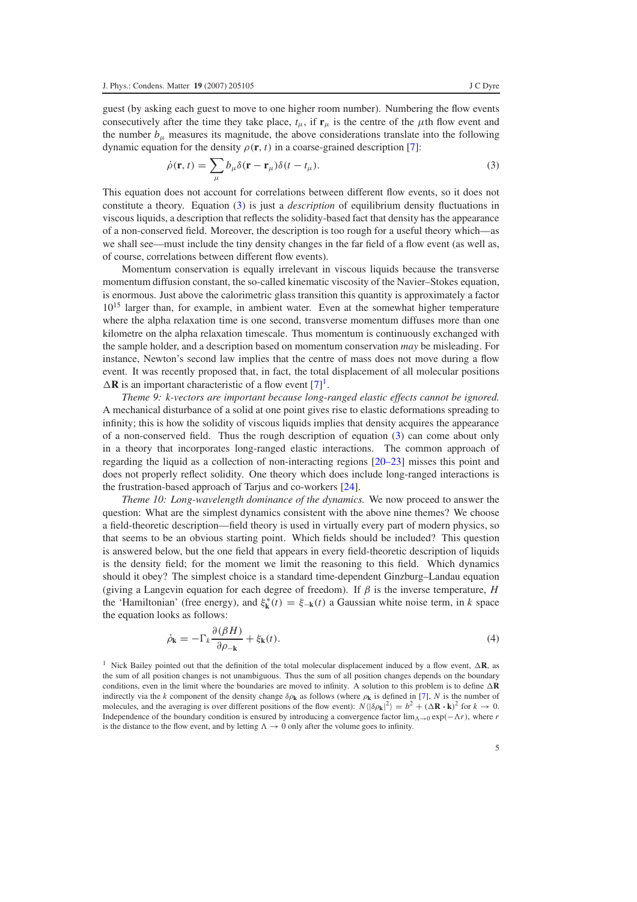guest (by asking each guest to move to one higher room number). Numbering the flow events consecutively after the time they take place, $t_\mu$, if $\mathbf{r}_\mu$ is the centre of the $\mu$th flow event and the number $b_\mu$ measures its magnitude, the above considerations translate into the following dynamic equation for the density $\rho(\mathbf{r}, t)$ in a coarse-grained description [7]:

$$\dot{\rho}(\mathbf{r}, t) = \sum_\mu b_\mu \delta(\mathbf{r} - \mathbf{r}_\mu)\delta(t - t_\mu). \tag{3}$$

This equation does not account for correlations between different flow events, so it does not constitute a theory. Equation (3) is just a *description* of equilibrium density fluctuations in viscous liquids, a description that reflects the solidity-based fact that density has the appearance of a non-conserved field. Moreover, the description is too rough for a useful theory which—as we shall see—must include the tiny density changes in the far field of a flow event (as well as, of course, correlations between different flow events).

Momentum conservation is equally irrelevant in viscous liquids because the transverse momentum diffusion constant, the so-called kinematic viscosity of the Navier–Stokes equation, is enormous. Just above the calorimetric glass transition this quantity is approximately a factor $10^{15}$ larger than, for example, in ambient water. Even at the somewhat higher temperature where the alpha relaxation time is one second, transverse momentum diffuses more than one kilometre on the alpha relaxation timescale. Thus momentum is continuously exchanged with the sample holder, and a description based on momentum conservation *may* be misleading. For instance, Newton's second law implies that the centre of mass does not move during a flow event. It was recently proposed that, in fact, the total displacement of all molecular positions $\Delta\mathbf{R}$ is an important characteristic of a flow event [7][1].

*Theme 9: k-vectors are important because long-ranged elastic effects cannot be ignored.* A mechanical disturbance of a solid at one point gives rise to elastic deformations spreading to infinity; this is how the solidity of viscous liquids implies that density acquires the appearance of a non-conserved field. Thus the rough description of equation (3) can come about only in a theory that incorporates long-ranged elastic interactions. The common approach of regarding the liquid as a collection of non-interacting regions [20–23] misses this point and does not properly reflect solidity. One theory which does include long-ranged interactions is the frustration-based approach of Tarjus and co-workers [24].

*Theme 10: Long-wavelength dominance of the dynamics.* We now proceed to answer the question: What are the simplest dynamics consistent with the above nine themes? We choose a field-theoretic description—field theory is used in virtually every part of modern physics, so that seems to be an obvious starting point. Which fields should be included? This question is answered below, but the one field that appears in every field-theoretic description of liquids is the density field; for the moment we limit the reasoning to this field. Which dynamics should it obey? The simplest choice is a standard time-dependent Ginzburg–Landau equation (giving a Langevin equation for each degree of freedom). If $\beta$ is the inverse temperature, $H$ the 'Hamiltonian' (free energy), and $\xi^*_\mathbf{k}(t) = \xi_{-\mathbf{k}}(t)$ a Gaussian white noise term, in $k$ space the equation looks as follows:

$$\dot{\rho}_\mathbf{k} = -\Gamma_k \frac{\partial(\beta H)}{\partial \rho_{-\mathbf{k}}} + \xi_\mathbf{k}(t). \tag{4}$$

[1] Nick Bailey pointed out that the definition of the total molecular displacement induced by a flow event, $\Delta\mathbf{R}$, as the sum of all position changes is not unambiguous. Thus the sum of all position changes depends on the boundary conditions, even in the limit where the boundaries are moved to infinity. A solution to this problem is to define $\Delta\mathbf{R}$ indirectly via the $k$ component of the density change $\delta\rho_\mathbf{k}$ as follows (where $\rho_\mathbf{k}$ is defined in [7], $N$ is the number of molecules, and the averaging is over different positions of the flow event): $N\langle|\delta\rho_\mathbf{k}|^2\rangle = b^2 + (\Delta\mathbf{R}\cdot\mathbf{k})^2$ for $k \to 0$. Independence of the boundary condition is ensured by introducing a convergence factor $\lim_{\Lambda\to 0}\exp(-\Lambda r)$, where $r$ is the distance to the flow event, and by letting $\Lambda \to 0$ only after the volume goes to infinity.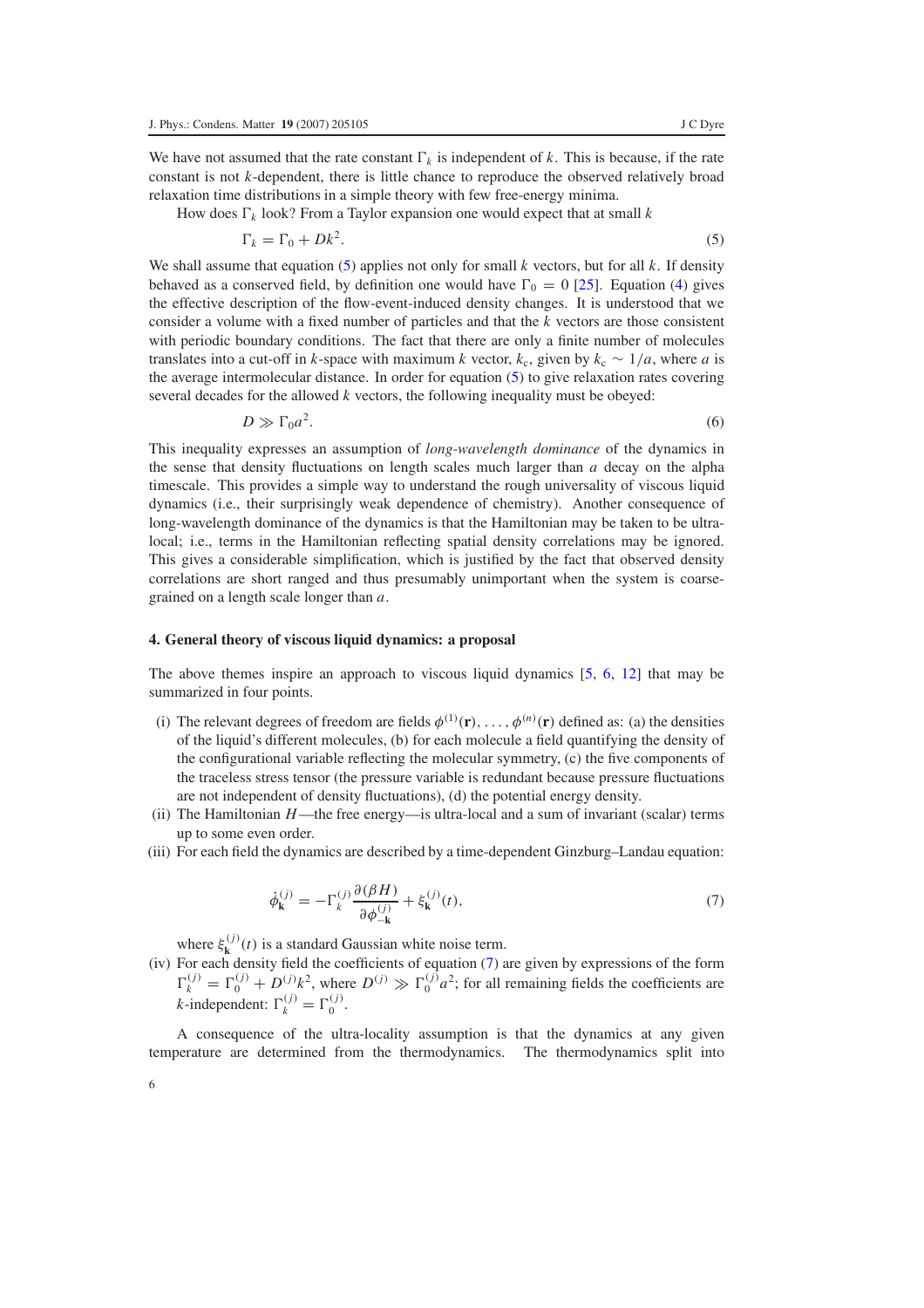We have not assumed that the rate constant $\Gamma_k$ is independent of $k$. This is because, if the rate constant is not $k$-dependent, there is little chance to reproduce the observed relatively broad relaxation time distributions in a simple theory with few free-energy minima.

How does $\Gamma_k$ look? From a Taylor expansion one would expect that at small $k$

$$\Gamma_k = \Gamma_0 + Dk^2. \tag{5}$$

We shall assume that equation (5) applies not only for small $k$ vectors, but for all $k$. If density behaved as a conserved field, by definition one would have $\Gamma_0 = 0$ [25]. Equation (4) gives the effective description of the flow-event-induced density changes. It is understood that we consider a volume with a fixed number of particles and that the $k$ vectors are those consistent with periodic boundary conditions. The fact that there are only a finite number of molecules translates into a cut-off in $k$-space with maximum $k$ vector, $k_c$, given by $k_c \sim 1/a$, where $a$ is the average intermolecular distance. In order for equation (5) to give relaxation rates covering several decades for the allowed $k$ vectors, the following inequality must be obeyed:

$$D \gg \Gamma_0 a^2. \tag{6}$$

This inequality expresses an assumption of *long-wavelength dominance* of the dynamics in the sense that density fluctuations on length scales much larger than $a$ decay on the alpha timescale. This provides a simple way to understand the rough universality of viscous liquid dynamics (i.e., their surprisingly weak dependence of chemistry). Another consequence of long-wavelength dominance of the dynamics is that the Hamiltonian may be taken to be ultra-local; i.e., terms in the Hamiltonian reflecting spatial density correlations may be ignored. This gives a considerable simplification, which is justified by the fact that observed density correlations are short ranged and thus presumably unimportant when the system is coarse-grained on a length scale longer than $a$.

## 4. General theory of viscous liquid dynamics: a proposal

The above themes inspire an approach to viscous liquid dynamics [5, 6, 12] that may be summarized in four points.

(i) The relevant degrees of freedom are fields $\phi^{(1)}(\mathbf{r}), \ldots, \phi^{(n)}(\mathbf{r})$ defined as: (a) the densities of the liquid's different molecules, (b) for each molecule a field quantifying the density of the configurational variable reflecting the molecular symmetry, (c) the five components of the traceless stress tensor (the pressure variable is redundant because pressure fluctuations are not independent of density fluctuations), (d) the potential energy density.

(ii) The Hamiltonian $H$—the free energy—is ultra-local and a sum of invariant (scalar) terms up to some even order.

(iii) For each field the dynamics are described by a time-dependent Ginzburg–Landau equation:

$$\dot{\phi}_{\mathbf{k}}^{(j)} = -\Gamma_k^{(j)} \frac{\partial(\beta H)}{\partial \phi_{-\mathbf{k}}^{(j)}} + \xi_{\mathbf{k}}^{(j)}(t), \tag{7}$$

where $\xi_{\mathbf{k}}^{(j)}(t)$ is a standard Gaussian white noise term.

(iv) For each density field the coefficients of equation (7) are given by expressions of the form $\Gamma_k^{(j)} = \Gamma_0^{(j)} + D^{(j)}k^2$, where $D^{(j)} \gg \Gamma_0^{(j)}a^2$; for all remaining fields the coefficients are $k$-independent: $\Gamma_k^{(j)} = \Gamma_0^{(j)}$.

A consequence of the ultra-locality assumption is that the dynamics at any given temperature are determined from the thermodynamics. The thermodynamics split into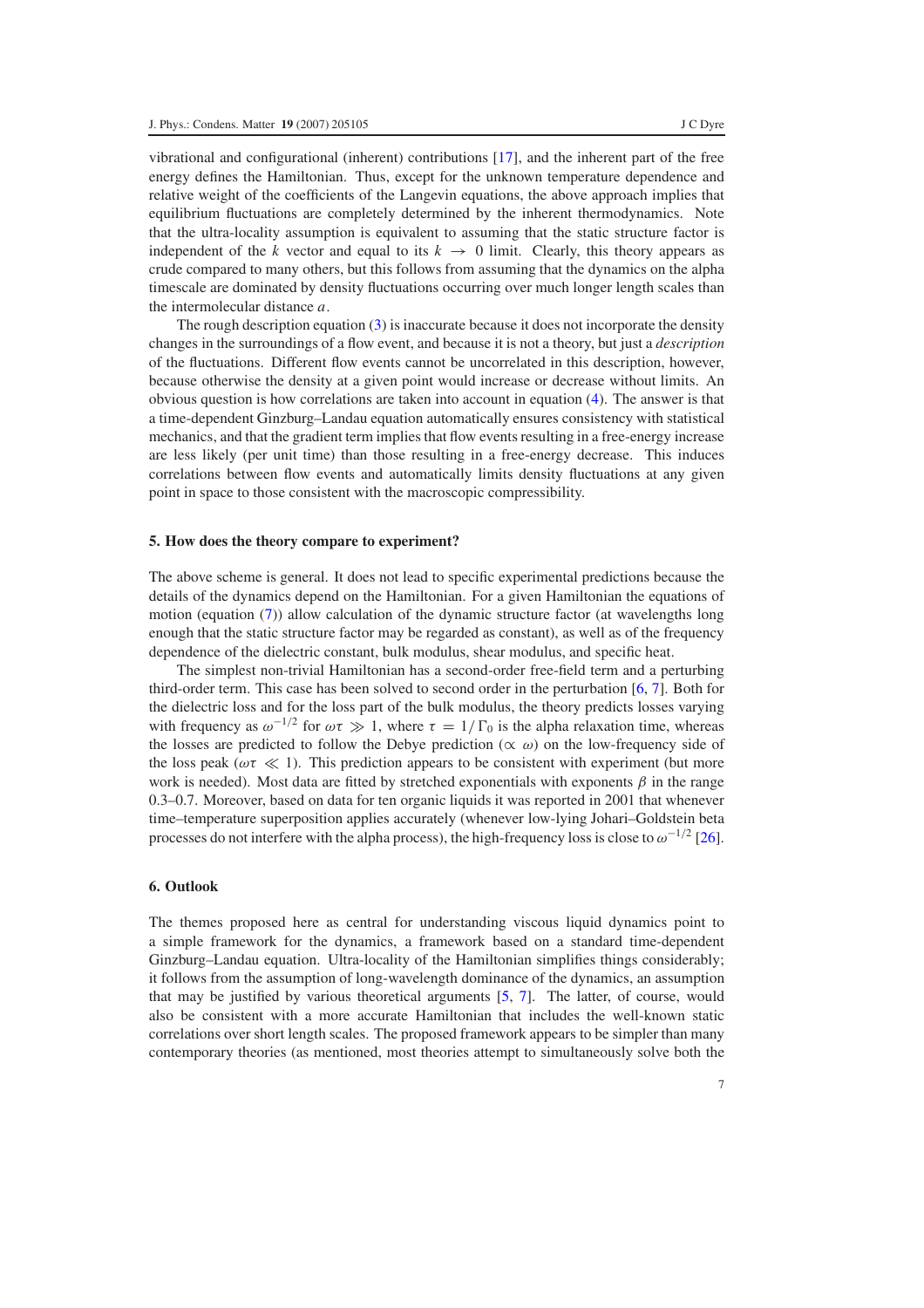vibrational and configurational (inherent) contributions [17], and the inherent part of the free energy defines the Hamiltonian. Thus, except for the unknown temperature dependence and relative weight of the coefficients of the Langevin equations, the above approach implies that equilibrium fluctuations are completely determined by the inherent thermodynamics. Note that the ultra-locality assumption is equivalent to assuming that the static structure factor is independent of the $k$ vector and equal to its $k \to 0$ limit. Clearly, this theory appears as crude compared to many others, but this follows from assuming that the dynamics on the alpha timescale are dominated by density fluctuations occurring over much longer length scales than the intermolecular distance $a$.

The rough description equation (3) is inaccurate because it does not incorporate the density changes in the surroundings of a flow event, and because it is not a theory, but just a *description* of the fluctuations. Different flow events cannot be uncorrelated in this description, however, because otherwise the density at a given point would increase or decrease without limits. An obvious question is how correlations are taken into account in equation (4). The answer is that a time-dependent Ginzburg–Landau equation automatically ensures consistency with statistical mechanics, and that the gradient term implies that flow events resulting in a free-energy increase are less likely (per unit time) than those resulting in a free-energy decrease. This induces correlations between flow events and automatically limits density fluctuations at any given point in space to those consistent with the macroscopic compressibility.

## 5. How does the theory compare to experiment?

The above scheme is general. It does not lead to specific experimental predictions because the details of the dynamics depend on the Hamiltonian. For a given Hamiltonian the equations of motion (equation (7)) allow calculation of the dynamic structure factor (at wavelengths long enough that the static structure factor may be regarded as constant), as well as of the frequency dependence of the dielectric constant, bulk modulus, shear modulus, and specific heat.

The simplest non-trivial Hamiltonian has a second-order free-field term and a perturbing third-order term. This case has been solved to second order in the perturbation [6, 7]. Both for the dielectric loss and for the loss part of the bulk modulus, the theory predicts losses varying with frequency as $\omega^{-1/2}$ for $\omega\tau \gg 1$, where $\tau = 1/\Gamma_0$ is the alpha relaxation time, whereas the losses are predicted to follow the Debye prediction ($\propto \omega$) on the low-frequency side of the loss peak ($\omega\tau \ll 1$). This prediction appears to be consistent with experiment (but more work is needed). Most data are fitted by stretched exponentials with exponents $\beta$ in the range 0.3–0.7. Moreover, based on data for ten organic liquids it was reported in 2001 that whenever time–temperature superposition applies accurately (whenever low-lying Johari–Goldstein beta processes do not interfere with the alpha process), the high-frequency loss is close to $\omega^{-1/2}$ [26].

## 6. Outlook

The themes proposed here as central for understanding viscous liquid dynamics point to a simple framework for the dynamics, a framework based on a standard time-dependent Ginzburg–Landau equation. Ultra-locality of the Hamiltonian simplifies things considerably; it follows from the assumption of long-wavelength dominance of the dynamics, an assumption that may be justified by various theoretical arguments [5, 7]. The latter, of course, would also be consistent with a more accurate Hamiltonian that includes the well-known static correlations over short length scales. The proposed framework appears to be simpler than many contemporary theories (as mentioned, most theories attempt to simultaneously solve both the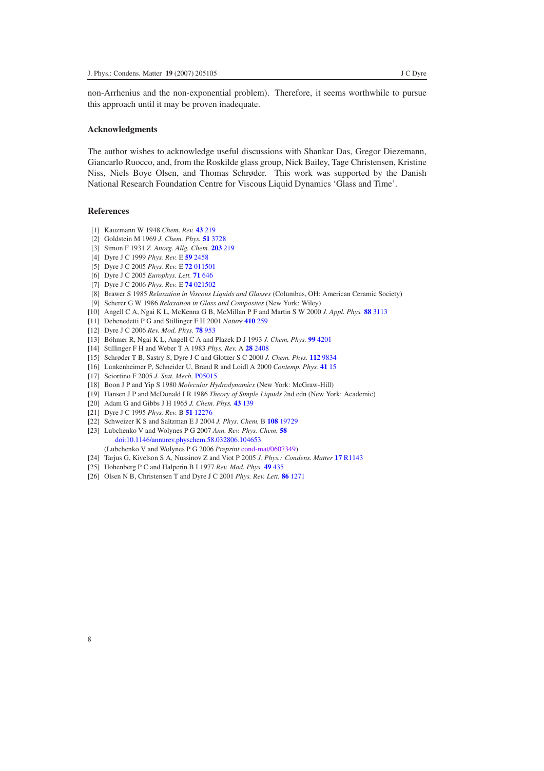non-Arrhenius and the non-exponential problem). Therefore, it seems worthwhile to pursue this approach until it may be proven inadequate.

## Acknowledgments

The author wishes to acknowledge useful discussions with Shankar Das, Gregor Diezemann, Giancarlo Ruocco, and, from the Roskilde glass group, Nick Bailey, Tage Christensen, Kristine Niss, Niels Boye Olsen, and Thomas Schrøder. This work was supported by the Danish National Research Foundation Centre for Viscous Liquid Dynamics 'Glass and Time'.

## References

[1] Kauzmann W 1948 *Chem. Rev.* **43** 219
[2] Goldstein M 1969 *J. Chem. Phys.* **51** 3728
[3] Simon F 1931 *Z. Anorg. Allg. Chem.* **203** 219
[4] Dyre J C 1999 *Phys. Rev.* E **59** 2458
[5] Dyre J C 2005 *Phys. Rev.* E **72** 011501
[6] Dyre J C 2005 *Europhys. Lett.* **71** 646
[7] Dyre J C 2006 *Phys. Rev.* E **74** 021502
[8] Brawer S 1985 *Relaxation in Viscous Liquids and Glasses* (Columbus, OH: American Ceramic Society)
[9] Scherer G W 1986 *Relaxation in Glass and Composites* (New York: Wiley)
[10] Angell C A, Ngai K L, McKenna G B, McMillan P F and Martin S W 2000 *J. Appl. Phys.* **88** 3113
[11] Debenedetti P G and Stillinger F H 2001 *Nature* **410** 259
[12] Dyre J C 2006 *Rev. Mod. Phys.* **78** 953
[13] Böhmer R, Ngai K L, Angell C A and Plazek D J 1993 *J. Chem. Phys.* **99** 4201
[14] Stillinger F H and Weber T A 1983 *Phys. Rev.* A **28** 2408
[15] Schrøder T B, Sastry S, Dyre J C and Glotzer S C 2000 *J. Chem. Phys.* **112** 9834
[16] Lunkenheimer P, Schneider U, Brand R and Loidl A 2000 *Contemp. Phys.* **41** 15
[17] Sciortino F 2005 *J. Stat. Mech.* P05015
[18] Boon J P and Yip S 1980 *Molecular Hydrodynamics* (New York: McGraw-Hill)
[19] Hansen J P and McDonald I R 1986 *Theory of Simple Liquids* 2nd edn (New York: Academic)
[20] Adam G and Gibbs J H 1965 *J. Chem. Phys.* **43** 139
[21] Dyre J C 1995 *Phys. Rev.* B **51** 12276
[22] Schweizer K S and Saltzman E J 2004 *J. Phys. Chem.* B **108** 19729
[23] Lubchenko V and Wolynes P G 2007 *Ann. Rev. Phys. Chem.* **58** doi:10.1146/annurev.physchem.58.032806.104653
(Lubchenko V and Wolynes P G 2006 *Preprint* cond-mat/0607349)
[24] Tarjus G, Kivelson S A, Nussinov Z and Viot P 2005 *J. Phys.: Condens. Matter* **17** R1143
[25] Hohenberg P C and Halperin B I 1977 *Rev. Mod. Phys.* **49** 435
[26] Olsen N B, Christensen T and Dyre J C 2001 *Phys. Rev. Lett.* **86** 1271